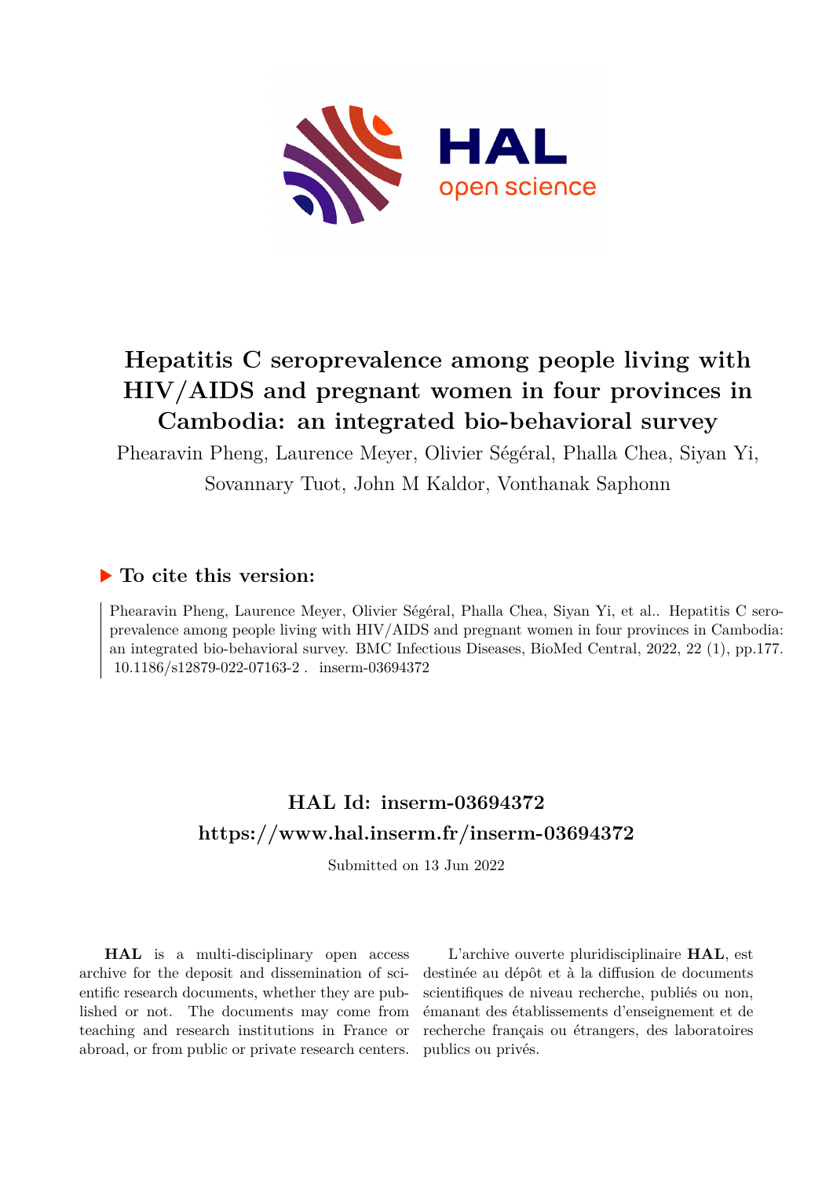# Hepatitis C seroprevalence among people living with HIV/AIDS and pregnant women in four provinces in Cambodia: an integrated bio-behavioral survey

Phearavin Pheng, Laurence Meyer, Olivier Ségéral, Phalla Chea, Siyan Yi, Sovannary Tuot, John M Kaldor, Vonthanak Saphonn

## ▶ To cite this version:

Phearavin Pheng, Laurence Meyer, Olivier Ségéral, Phalla Chea, Siyan Yi, et al.. Hepatitis C seroprevalence among people living with HIV/AIDS and pregnant women in four provinces in Cambodia: an integrated bio-behavioral survey. BMC Infectious Diseases, BioMed Central, 2022, 22 (1), pp.177. 10.1186/s12879-022-07163-2 . inserm-03694372

## HAL Id: inserm-03694372

## https://www.hal.inserm.fr/inserm-03694372

Submitted on 13 Jun 2022

**HAL** is a multi-disciplinary open access archive for the deposit and dissemination of scientific research documents, whether they are published or not. The documents may come from teaching and research institutions in France or abroad, or from public or private research centers.

L'archive ouverte pluridisciplinaire **HAL**, est destinée au dépôt et à la diffusion de documents scientifiques de niveau recherche, publiés ou non, émanant des établissements d'enseignement et de recherche français ou étrangers, des laboratoires publics ou privés.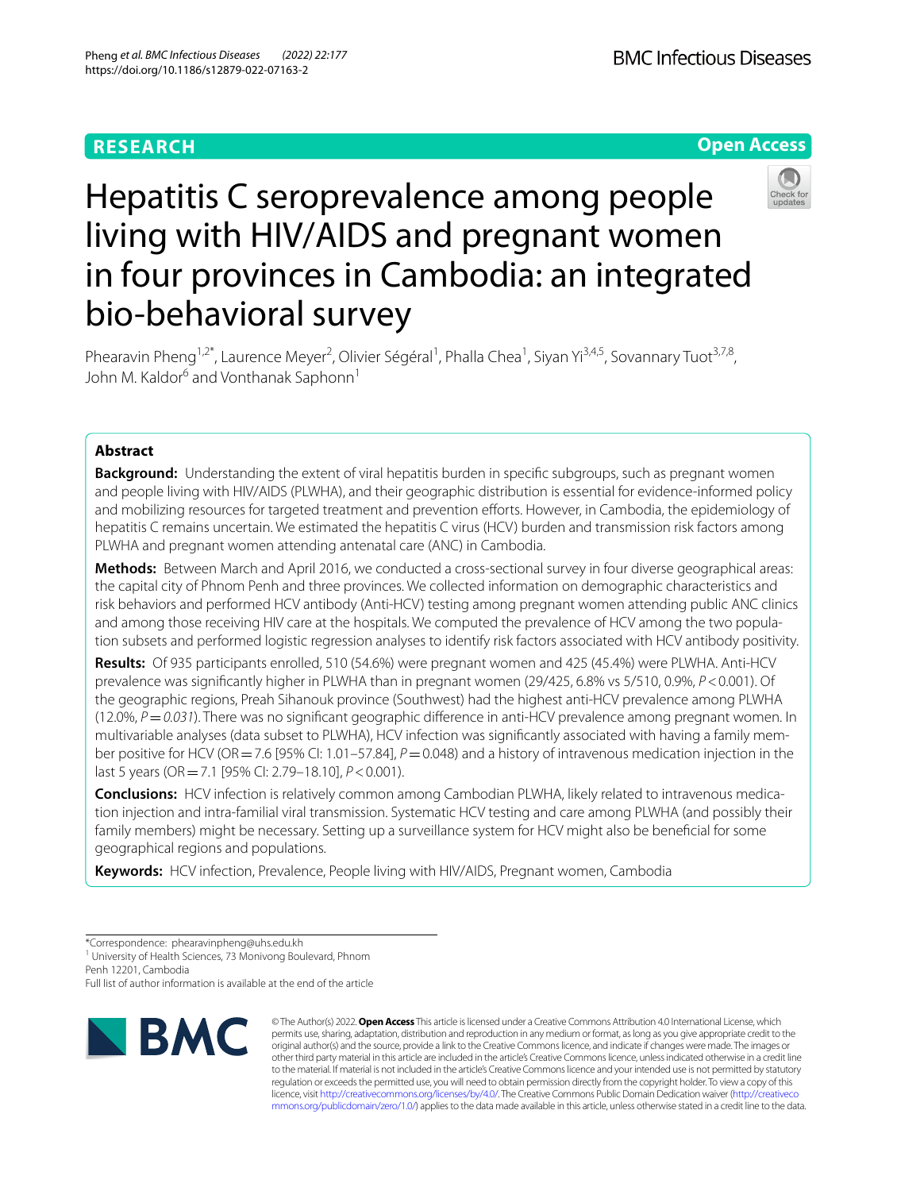RESEARCH

Open Access

# Hepatitis C seroprevalence among people living with HIV/AIDS and pregnant women in four provinces in Cambodia: an integrated bio-behavioral survey

Phearavin Pheng[1,2*], Laurence Meyer[2], Olivier Ségéral[1], Phalla Chea[1], Siyan Yi[3,4,5], Sovannary Tuot[3,7,8], John M. Kaldor[6] and Vonthanak Saphonn[1]

## Abstract

**Background:** Understanding the extent of viral hepatitis burden in specific subgroups, such as pregnant women and people living with HIV/AIDS (PLWHA), and their geographic distribution is essential for evidence-informed policy and mobilizing resources for targeted treatment and prevention efforts. However, in Cambodia, the epidemiology of hepatitis C remains uncertain. We estimated the hepatitis C virus (HCV) burden and transmission risk factors among PLWHA and pregnant women attending antenatal care (ANC) in Cambodia.

**Methods:** Between March and April 2016, we conducted a cross-sectional survey in four diverse geographical areas: the capital city of Phnom Penh and three provinces. We collected information on demographic characteristics and risk behaviors and performed HCV antibody (Anti-HCV) testing among pregnant women attending public ANC clinics and among those receiving HIV care at the hospitals. We computed the prevalence of HCV among the two population subsets and performed logistic regression analyses to identify risk factors associated with HCV antibody positivity.

**Results:** Of 935 participants enrolled, 510 (54.6%) were pregnant women and 425 (45.4%) were PLWHA. Anti-HCV prevalence was significantly higher in PLWHA than in pregnant women (29/425, 6.8% vs 5/510, 0.9%, $P<0.001$). Of the geographic regions, Preah Sihanouk province (Southwest) had the highest anti-HCV prevalence among PLWHA (12.0%, $P=0.031$). There was no significant geographic difference in anti-HCV prevalence among pregnant women. In multivariable analyses (data subset to PLWHA), HCV infection was significantly associated with having a family member positive for HCV (OR = 7.6 [95% CI: 1.01–57.84], $P=0.048$) and a history of intravenous medication injection in the last 5 years (OR = 7.1 [95% CI: 2.79–18.10], $P<0.001$).

**Conclusions:** HCV infection is relatively common among Cambodian PLWHA, likely related to intravenous medication injection and intra-familial viral transmission. Systematic HCV testing and care among PLWHA (and possibly their family members) might be necessary. Setting up a surveillance system for HCV might also be beneficial for some geographical regions and populations.

**Keywords:** HCV infection, Prevalence, People living with HIV/AIDS, Pregnant women, Cambodia

*Correspondence: phearavinpheng@uhs.edu.kh
[1] University of Health Sciences, 73 Monivong Boulevard, Phnom Penh 12201, Cambodia
Full list of author information is available at the end of the article

© The Author(s) 2022. **Open Access** This article is licensed under a Creative Commons Attribution 4.0 International License, which permits use, sharing, adaptation, distribution and reproduction in any medium or format, as long as you give appropriate credit to the original author(s) and the source, provide a link to the Creative Commons licence, and indicate if changes were made. The images or other third party material in this article are included in the article's Creative Commons licence, unless indicated otherwise in a credit line to the material. If material is not included in the article's Creative Commons licence and your intended use is not permitted by statutory regulation or exceeds the permitted use, you will need to obtain permission directly from the copyright holder. To view a copy of this licence, visit http://creativecommons.org/licenses/by/4.0/. The Creative Commons Public Domain Dedication waiver (http://creativecommons.org/publicdomain/zero/1.0/) applies to the data made available in this article, unless otherwise stated in a credit line to the data.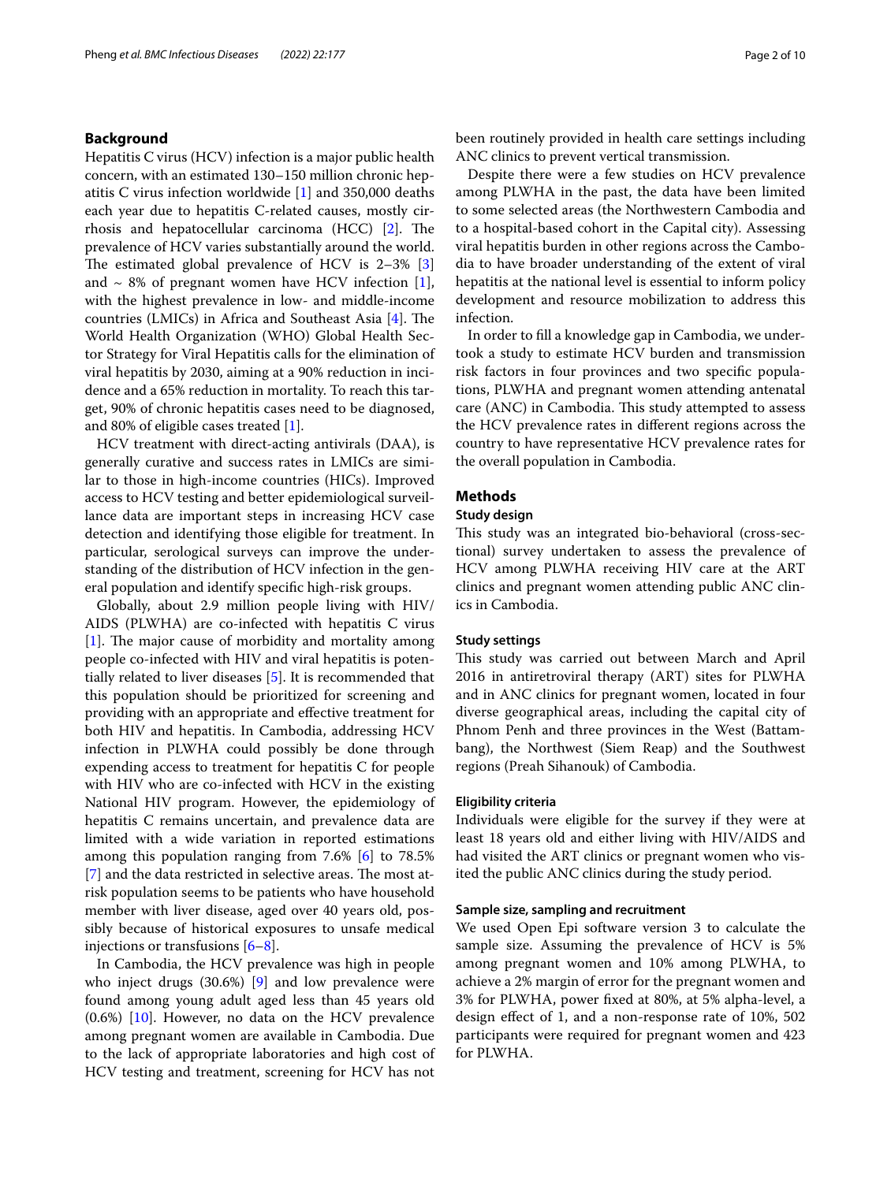## Background

Hepatitis C virus (HCV) infection is a major public health concern, with an estimated 130–150 million chronic hepatitis C virus infection worldwide [1] and 350,000 deaths each year due to hepatitis C-related causes, mostly cirrhosis and hepatocellular carcinoma (HCC) [2]. The prevalence of HCV varies substantially around the world. The estimated global prevalence of HCV is 2–3% [3] and ~ 8% of pregnant women have HCV infection [1], with the highest prevalence in low- and middle-income countries (LMICs) in Africa and Southeast Asia [4]. The World Health Organization (WHO) Global Health Sector Strategy for Viral Hepatitis calls for the elimination of viral hepatitis by 2030, aiming at a 90% reduction in incidence and a 65% reduction in mortality. To reach this target, 90% of chronic hepatitis cases need to be diagnosed, and 80% of eligible cases treated [1].

HCV treatment with direct-acting antivirals (DAA), is generally curative and success rates in LMICs are similar to those in high-income countries (HICs). Improved access to HCV testing and better epidemiological surveillance data are important steps in increasing HCV case detection and identifying those eligible for treatment. In particular, serological surveys can improve the understanding of the distribution of HCV infection in the general population and identify specific high-risk groups.

Globally, about 2.9 million people living with HIV/AIDS (PLWHA) are co-infected with hepatitis C virus [1]. The major cause of morbidity and mortality among people co-infected with HIV and viral hepatitis is potentially related to liver diseases [5]. It is recommended that this population should be prioritized for screening and providing with an appropriate and effective treatment for both HIV and hepatitis. In Cambodia, addressing HCV infection in PLWHA could possibly be done through expending access to treatment for hepatitis C for people with HIV who are co-infected with HCV in the existing National HIV program. However, the epidemiology of hepatitis C remains uncertain, and prevalence data are limited with a wide variation in reported estimations among this population ranging from 7.6% [6] to 78.5% [7] and the data restricted in selective areas. The most at-risk population seems to be patients who have household member with liver disease, aged over 40 years old, possibly because of historical exposures to unsafe medical injections or transfusions [6–8].

In Cambodia, the HCV prevalence was high in people who inject drugs (30.6%) [9] and low prevalence were found among young adult aged less than 45 years old (0.6%) [10]. However, no data on the HCV prevalence among pregnant women are available in Cambodia. Due to the lack of appropriate laboratories and high cost of HCV testing and treatment, screening for HCV has not been routinely provided in health care settings including ANC clinics to prevent vertical transmission.

Despite there were a few studies on HCV prevalence among PLWHA in the past, the data have been limited to some selected areas (the Northwestern Cambodia and to a hospital-based cohort in the Capital city). Assessing viral hepatitis burden in other regions across the Cambodia to have broader understanding of the extent of viral hepatitis at the national level is essential to inform policy development and resource mobilization to address this infection.

In order to fill a knowledge gap in Cambodia, we undertook a study to estimate HCV burden and transmission risk factors in four provinces and two specific populations, PLWHA and pregnant women attending antenatal care (ANC) in Cambodia. This study attempted to assess the HCV prevalence rates in different regions across the country to have representative HCV prevalence rates for the overall population in Cambodia.

## Methods

### Study design

This study was an integrated bio-behavioral (cross-sectional) survey undertaken to assess the prevalence of HCV among PLWHA receiving HIV care at the ART clinics and pregnant women attending public ANC clinics in Cambodia.

### Study settings

This study was carried out between March and April 2016 in antiretroviral therapy (ART) sites for PLWHA and in ANC clinics for pregnant women, located in four diverse geographical areas, including the capital city of Phnom Penh and three provinces in the West (Battambang), the Northwest (Siem Reap) and the Southwest regions (Preah Sihanouk) of Cambodia.

### Eligibility criteria

Individuals were eligible for the survey if they were at least 18 years old and either living with HIV/AIDS and had visited the ART clinics or pregnant women who visited the public ANC clinics during the study period.

### Sample size, sampling and recruitment

We used Open Epi software version 3 to calculate the sample size. Assuming the prevalence of HCV is 5% among pregnant women and 10% among PLWHA, to achieve a 2% margin of error for the pregnant women and 3% for PLWHA, power fixed at 80%, at 5% alpha-level, a design effect of 1, and a non-response rate of 10%, 502 participants were required for pregnant women and 423 for PLWHA.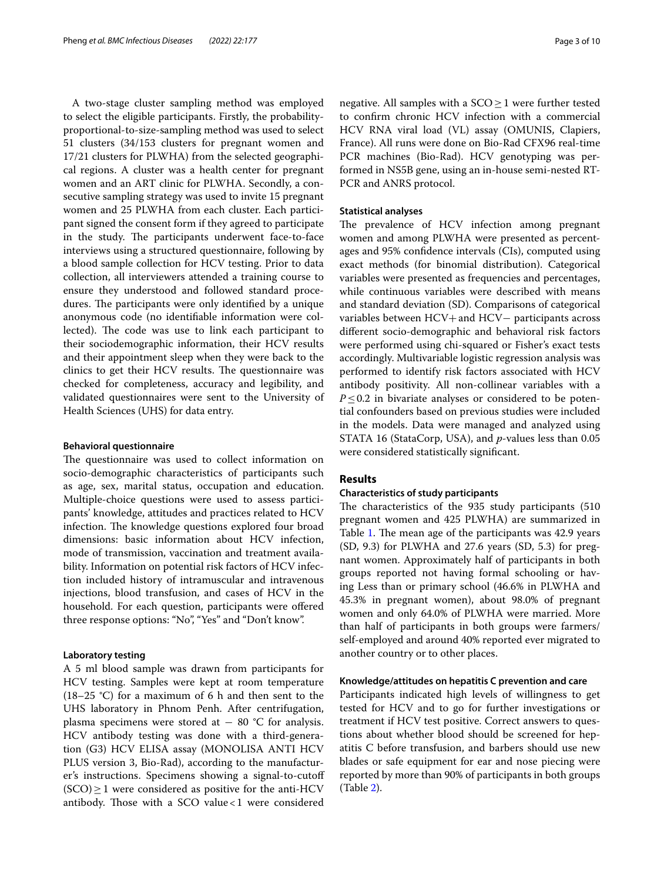A two-stage cluster sampling method was employed to select the eligible participants. Firstly, the probability-proportional-to-size-sampling method was used to select 51 clusters (34/153 clusters for pregnant women and 17/21 clusters for PLWHA) from the selected geographical regions. A cluster was a health center for pregnant women and an ART clinic for PLWHA. Secondly, a consecutive sampling strategy was used to invite 15 pregnant women and 25 PLWHA from each cluster. Each participant signed the consent form if they agreed to participate in the study. The participants underwent face-to-face interviews using a structured questionnaire, following by a blood sample collection for HCV testing. Prior to data collection, all interviewers attended a training course to ensure they understood and followed standard procedures. The participants were only identified by a unique anonymous code (no identifiable information were collected). The code was use to link each participant to their sociodemographic information, their HCV results and their appointment sleep when they were back to the clinics to get their HCV results. The questionnaire was checked for completeness, accuracy and legibility, and validated questionnaires were sent to the University of Health Sciences (UHS) for data entry.

#### Behavioral questionnaire

The questionnaire was used to collect information on socio-demographic characteristics of participants such as age, sex, marital status, occupation and education. Multiple-choice questions were used to assess participants' knowledge, attitudes and practices related to HCV infection. The knowledge questions explored four broad dimensions: basic information about HCV infection, mode of transmission, vaccination and treatment availability. Information on potential risk factors of HCV infection included history of intramuscular and intravenous injections, blood transfusion, and cases of HCV in the household. For each question, participants were offered three response options: "No", "Yes" and "Don't know".

#### Laboratory testing

A 5 ml blood sample was drawn from participants for HCV testing. Samples were kept at room temperature (18–25 °C) for a maximum of 6 h and then sent to the UHS laboratory in Phnom Penh. After centrifugation, plasma specimens were stored at − 80 °C for analysis. HCV antibody testing was done with a third-generation (G3) HCV ELISA assay (MONOLISA ANTI HCV PLUS version 3, Bio-Rad), according to the manufacturer's instructions. Specimens showing a signal-to-cutoff $(SCO) \geq 1$ were considered as positive for the anti-HCV antibody. Those with a SCO value $< 1$ were considered negative. All samples with a $SCO \geq 1$ were further tested to confirm chronic HCV infection with a commercial HCV RNA viral load (VL) assay (OMUNIS, Clapiers, France). All runs were done on Bio-Rad CFX96 real-time PCR machines (Bio-Rad). HCV genotyping was performed in NS5B gene, using an in-house semi-nested RT-PCR and ANRS protocol.

#### Statistical analyses

The prevalence of HCV infection among pregnant women and among PLWHA were presented as percentages and 95% confidence intervals (CIs), computed using exact methods (for binomial distribution). Categorical variables were presented as frequencies and percentages, while continuous variables were described with means and standard deviation (SD). Comparisons of categorical variables between HCV+ and HCV− participants across different socio-demographic and behavioral risk factors were performed using chi-squared or Fisher's exact tests accordingly. Multivariable logistic regression analysis was performed to identify risk factors associated with HCV antibody positivity. All non-collinear variables with a $P \leq 0.2$ in bivariate analyses or considered to be potential confounders based on previous studies were included in the models. Data were managed and analyzed using STATA 16 (StataCorp, USA), and *p*-values less than 0.05 were considered statistically significant.

## Results

#### Characteristics of study participants

The characteristics of the 935 study participants (510 pregnant women and 425 PLWHA) are summarized in Table 1. The mean age of the participants was 42.9 years (SD, 9.3) for PLWHA and 27.6 years (SD, 5.3) for pregnant women. Approximately half of participants in both groups reported not having formal schooling or having Less than or primary school (46.6% in PLWHA and 45.3% in pregnant women), about 98.0% of pregnant women and only 64.0% of PLWHA were married. More than half of participants in both groups were farmers/self-employed and around 40% reported ever migrated to another country or to other places.

#### Knowledge/attitudes on hepatitis C prevention and care

Participants indicated high levels of willingness to get tested for HCV and to go for further investigations or treatment if HCV test positive. Correct answers to questions about whether blood should be screened for hepatitis C before transfusion, and barbers should use new blades or safe equipment for ear and nose piecing were reported by more than 90% of participants in both groups (Table 2).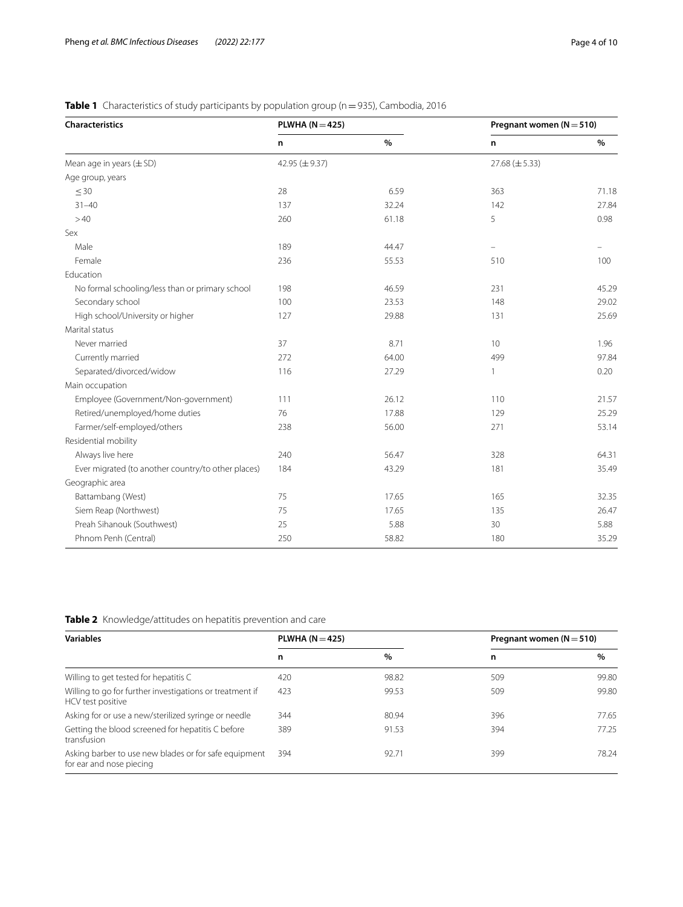**Table 1** Characteristics of study participants by population group (n = 935), Cambodia, 2016

| Characteristics | PLWHA (N = 425) | | Pregnant women (N = 510) | |
|---|---|---|---|---|
| | n | % | n | % |
| Mean age in years (± SD) | 42.95 (± 9.37) | | 27.68 (± 5.33) | |
| Age group, years | | | | |
| ≤ 30 | 28 | 6.59 | 363 | 71.18 |
| 31–40 | 137 | 32.24 | 142 | 27.84 |
| > 40 | 260 | 61.18 | 5 | 0.98 |
| Sex | | | | |
| Male | 189 | 44.47 | – | – |
| Female | 236 | 55.53 | 510 | 100 |
| Education | | | | |
| No formal schooling/less than or primary school | 198 | 46.59 | 231 | 45.29 |
| Secondary school | 100 | 23.53 | 148 | 29.02 |
| High school/University or higher | 127 | 29.88 | 131 | 25.69 |
| Marital status | | | | |
| Never married | 37 | 8.71 | 10 | 1.96 |
| Currently married | 272 | 64.00 | 499 | 97.84 |
| Separated/divorced/widow | 116 | 27.29 | 1 | 0.20 |
| Main occupation | | | | |
| Employee (Government/Non-government) | 111 | 26.12 | 110 | 21.57 |
| Retired/unemployed/home duties | 76 | 17.88 | 129 | 25.29 |
| Farmer/self-employed/others | 238 | 56.00 | 271 | 53.14 |
| Residential mobility | | | | |
| Always live here | 240 | 56.47 | 328 | 64.31 |
| Ever migrated (to another country/to other places) | 184 | 43.29 | 181 | 35.49 |
| Geographic area | | | | |
| Battambang (West) | 75 | 17.65 | 165 | 32.35 |
| Siem Reap (Northwest) | 75 | 17.65 | 135 | 26.47 |
| Preah Sihanouk (Southwest) | 25 | 5.88 | 30 | 5.88 |
| Phnom Penh (Central) | 250 | 58.82 | 180 | 35.29 |

**Table 2** Knowledge/attitudes on hepatitis prevention and care

| Variables | PLWHA (N = 425) | | Pregnant women (N = 510) | |
|---|---|---|---|---|
| | n | % | n | % |
| Willing to get tested for hepatitis C | 420 | 98.82 | 509 | 99.80 |
| Willing to go for further investigations or treatment if HCV test positive | 423 | 99.53 | 509 | 99.80 |
| Asking for or use a new/sterilized syringe or needle | 344 | 80.94 | 396 | 77.65 |
| Getting the blood screened for hepatitis C before transfusion | 389 | 91.53 | 394 | 77.25 |
| Asking barber to use new blades or for safe equipment for ear and nose piecing | 394 | 92.71 | 399 | 78.24 |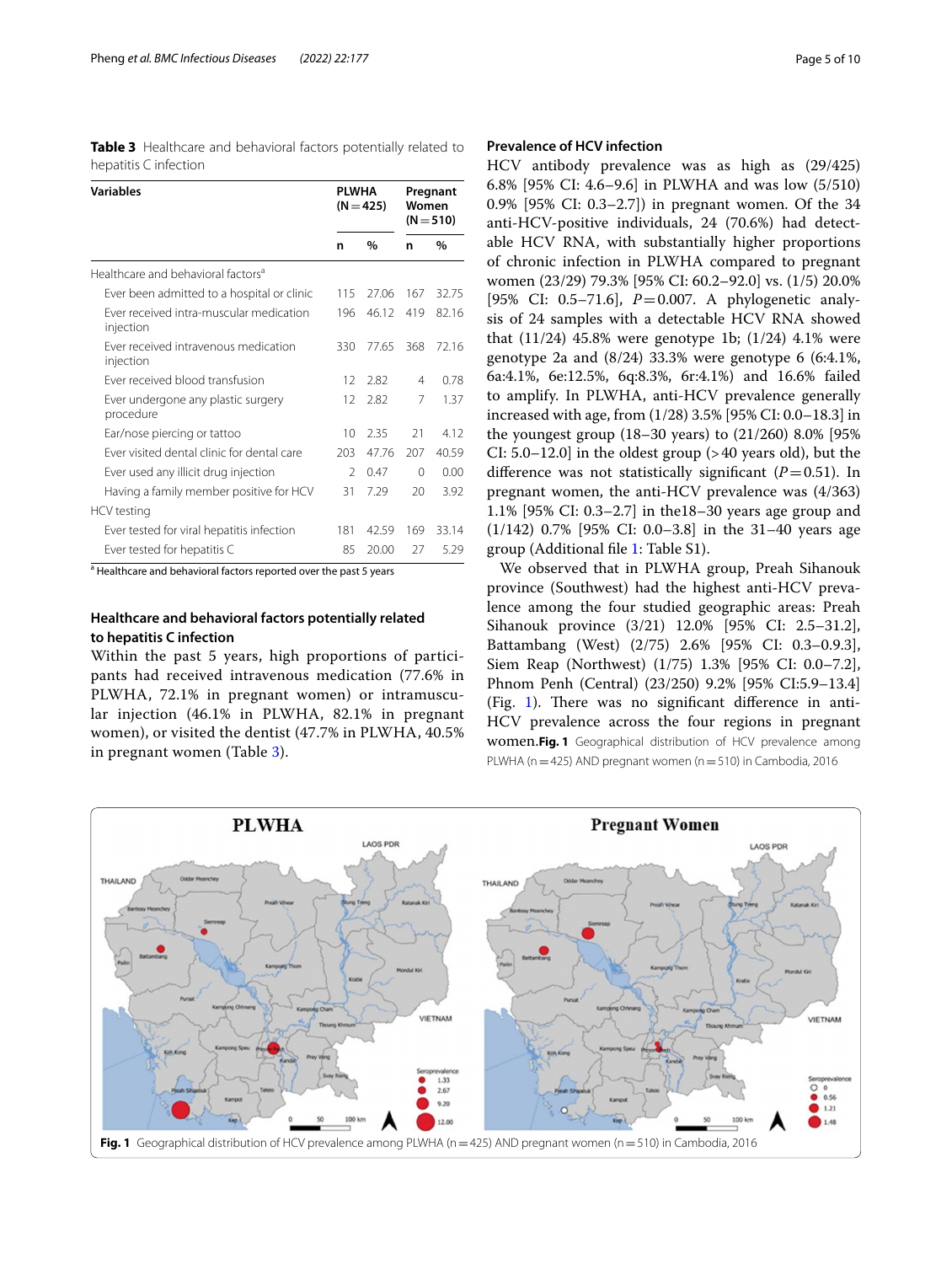**Table 3** Healthcare and behavioral factors potentially related to hepatitis C infection

| Variables | PLWHA (N = 425) | | Pregnant Women (N = 510) | |
|---|---|---|---|---|
| | n | % | n | % |
| Healthcare and behavioral factors[a] | | | | |
| Ever been admitted to a hospital or clinic | 115 | 27.06 | 167 | 32.75 |
| Ever received intra-muscular medication injection | 196 | 46.12 | 419 | 82.16 |
| Ever received intravenous medication injection | 330 | 77.65 | 368 | 72.16 |
| Ever received blood transfusion | 12 | 2.82 | 4 | 0.78 |
| Ever undergone any plastic surgery procedure | 12 | 2.82 | 7 | 1.37 |
| Ear/nose piercing or tattoo | 10 | 2.35 | 21 | 4.12 |
| Ever visited dental clinic for dental care | 203 | 47.76 | 207 | 40.59 |
| Ever used any illicit drug injection | 2 | 0.47 | 0 | 0.00 |
| Having a family member positive for HCV | 31 | 7.29 | 20 | 3.92 |
| HCV testing | | | | |
| Ever tested for viral hepatitis infection | 181 | 42.59 | 169 | 33.14 |
| Ever tested for hepatitis C | 85 | 20.00 | 27 | 5.29 |

[a] Healthcare and behavioral factors reported over the past 5 years

### Healthcare and behavioral factors potentially related to hepatitis C infection

Within the past 5 years, high proportions of participants had received intravenous medication (77.6% in PLWHA, 72.1% in pregnant women) or intramuscular injection (46.1% in PLWHA, 82.1% in pregnant women), or visited the dentist (47.7% in PLWHA, 40.5% in pregnant women (Table 3).

### Prevalence of HCV infection

HCV antibody prevalence was as high as (29/425) 6.8% [95% CI: 4.6–9.6] in PLWHA and was low (5/510) 0.9% [95% CI: 0.3–2.7]) in pregnant women. Of the 34 anti-HCV-positive individuals, 24 (70.6%) had detectable HCV RNA, with substantially higher proportions of chronic infection in PLWHA compared to pregnant women (23/29) 79.3% [95% CI: 60.2–92.0] vs. (1/5) 20.0% [95% CI: 0.5–71.6], $P = 0.007$. A phylogenetic analysis of 24 samples with a detectable HCV RNA showed that (11/24) 45.8% were genotype 1b; (1/24) 4.1% were genotype 2a and (8/24) 33.3% were genotype 6 (6:4.1%, 6a:4.1%, 6e:12.5%, 6q:8.3%, 6r:4.1%) and 16.6% failed to amplify. In PLWHA, anti-HCV prevalence generally increased with age, from (1/28) 3.5% [95% CI: 0.0–18.3] in the youngest group (18–30 years) to (21/260) 8.0% [95% CI: 5.0–12.0] in the oldest group (>40 years old), but the difference was not statistically significant ($P = 0.51$). In pregnant women, the anti-HCV prevalence was (4/363) 1.1% [95% CI: 0.3–2.7] in the18–30 years age group and (1/142) 0.7% [95% CI: 0.0–3.8] in the 31–40 years age group (Additional file 1: Table S1).

We observed that in PLWHA group, Preah Sihanouk province (Southwest) had the highest anti-HCV prevalence among the four studied geographic areas: Preah Sihanouk province (3/21) 12.0% [95% CI: 2.5–31.2], Battambang (West) (2/75) 2.6% [95% CI: 0.3–0.9.3], Siem Reap (Northwest) (1/75) 1.3% [95% CI: 0.0–7.2], Phnom Penh (Central) (23/250) 9.2% [95% CI:5.9–13.4] (Fig. 1). There was no significant difference in anti-HCV prevalence across the four regions in pregnant women.

**Fig. 1** Geographical distribution of HCV prevalence among PLWHA (n = 425) AND pregnant women (n = 510) in Cambodia, 2016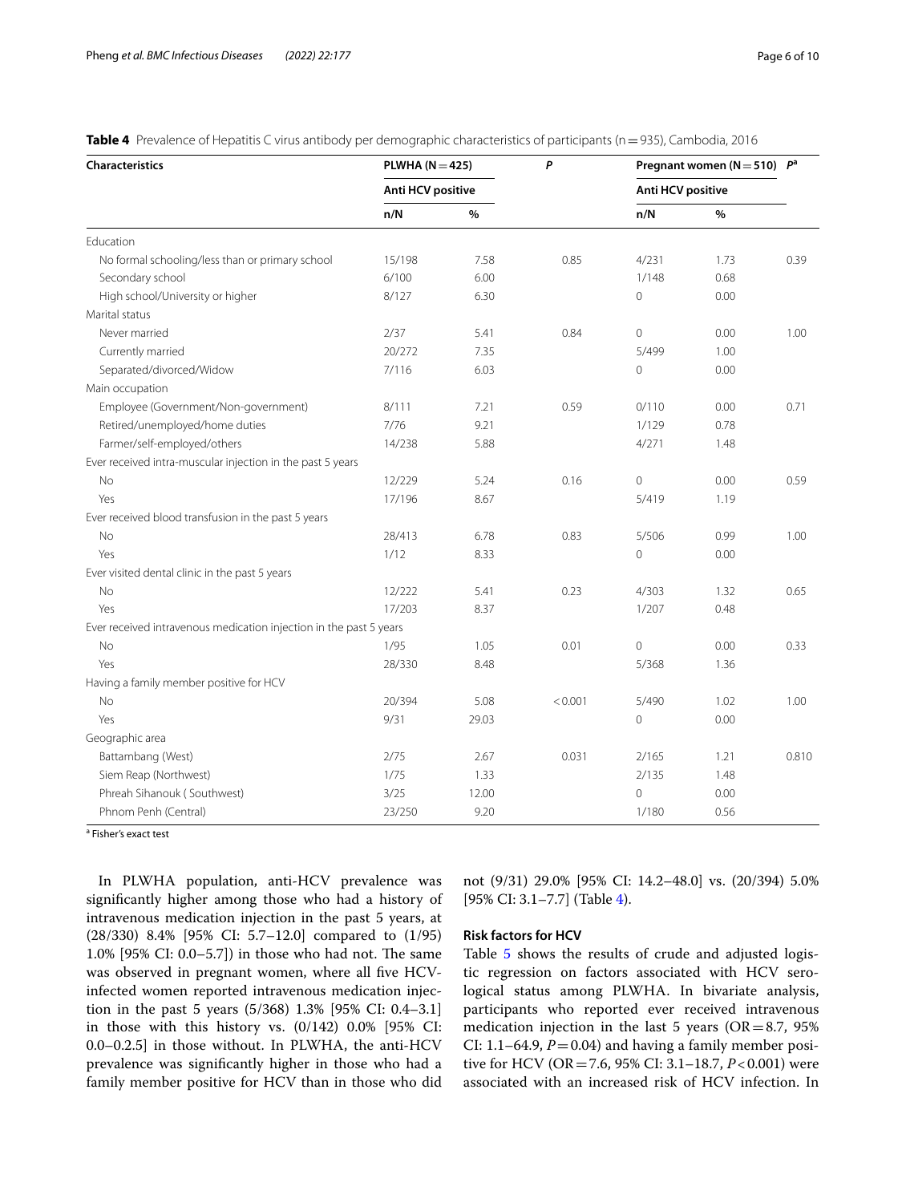**Table 4** Prevalence of Hepatitis C virus antibody per demographic characteristics of participants (n = 935), Cambodia, 2016

| Characteristics | PLWHA (N = 425) | | *P* | Pregnant women (N = 510) | | *P*[a] |
|---|---|---|---|---|---|---|
| | Anti HCV positive | | | Anti HCV positive | | |
| | n/N | % | | n/N | % | |
| Education | | | | | | |
| No formal schooling/less than or primary school | 15/198 | 7.58 | 0.85 | 4/231 | 1.73 | 0.39 |
| Secondary school | 6/100 | 6.00 | | 1/148 | 0.68 | |
| High school/University or higher | 8/127 | 6.30 | | 0 | 0.00 | |
| Marital status | | | | | | |
| Never married | 2/37 | 5.41 | 0.84 | 0 | 0.00 | 1.00 |
| Currently married | 20/272 | 7.35 | | 5/499 | 1.00 | |
| Separated/divorced/Widow | 7/116 | 6.03 | | 0 | 0.00 | |
| Main occupation | | | | | | |
| Employee (Government/Non-government) | 8/111 | 7.21 | 0.59 | 0/110 | 0.00 | 0.71 |
| Retired/unemployed/home duties | 7/76 | 9.21 | | 1/129 | 0.78 | |
| Farmer/self-employed/others | 14/238 | 5.88 | | 4/271 | 1.48 | |
| Ever received intra-muscular injection in the past 5 years | | | | | | |
| No | 12/229 | 5.24 | 0.16 | 0 | 0.00 | 0.59 |
| Yes | 17/196 | 8.67 | | 5/419 | 1.19 | |
| Ever received blood transfusion in the past 5 years | | | | | | |
| No | 28/413 | 6.78 | 0.83 | 5/506 | 0.99 | 1.00 |
| Yes | 1/12 | 8.33 | | 0 | 0.00 | |
| Ever visited dental clinic in the past 5 years | | | | | | |
| No | 12/222 | 5.41 | 0.23 | 4/303 | 1.32 | 0.65 |
| Yes | 17/203 | 8.37 | | 1/207 | 0.48 | |
| Ever received intravenous medication injection in the past 5 years | | | | | | |
| No | 1/95 | 1.05 | 0.01 | 0 | 0.00 | 0.33 |
| Yes | 28/330 | 8.48 | | 5/368 | 1.36 | |
| Having a family member positive for HCV | | | | | | |
| No | 20/394 | 5.08 | < 0.001 | 5/490 | 1.02 | 1.00 |
| Yes | 9/31 | 29.03 | | 0 | 0.00 | |
| Geographic area | | | | | | |
| Battambang (West) | 2/75 | 2.67 | 0.031 | 2/165 | 1.21 | 0.810 |
| Siem Reap (Northwest) | 1/75 | 1.33 | | 2/135 | 1.48 | |
| Phreah Sihanouk ( Southwest) | 3/25 | 12.00 | | 0 | 0.00 | |
| Phnom Penh (Central) | 23/250 | 9.20 | | 1/180 | 0.56 | |

[a] Fisher's exact test

In PLWHA population, anti-HCV prevalence was significantly higher among those who had a history of intravenous medication injection in the past 5 years, at (28/330) 8.4% [95% CI: 5.7–12.0] compared to (1/95) 1.0% [95% CI: 0.0–5.7]) in those who had not. The same was observed in pregnant women, where all five HCV-infected women reported intravenous medication injection in the past 5 years (5/368) 1.3% [95% CI: 0.4–3.1] in those with this history vs. (0/142) 0.0% [95% CI: 0.0–0.2.5] in those without. In PLWHA, the anti-HCV prevalence was significantly higher in those who had a family member positive for HCV than in those who did not (9/31) 29.0% [95% CI: 14.2–48.0] vs. (20/394) 5.0% [95% CI: 3.1–7.7] (Table 4).

### Risk factors for HCV

Table 5 shows the results of crude and adjusted logistic regression on factors associated with HCV serological status among PLWHA. In bivariate analysis, participants who reported ever received intravenous medication injection in the last 5 years (OR = 8.7, 95% CI: 1.1–64.9, $P = 0.04$) and having a family member positive for HCV (OR = 7.6, 95% CI: 3.1–18.7, $P < 0.001$) were associated with an increased risk of HCV infection. In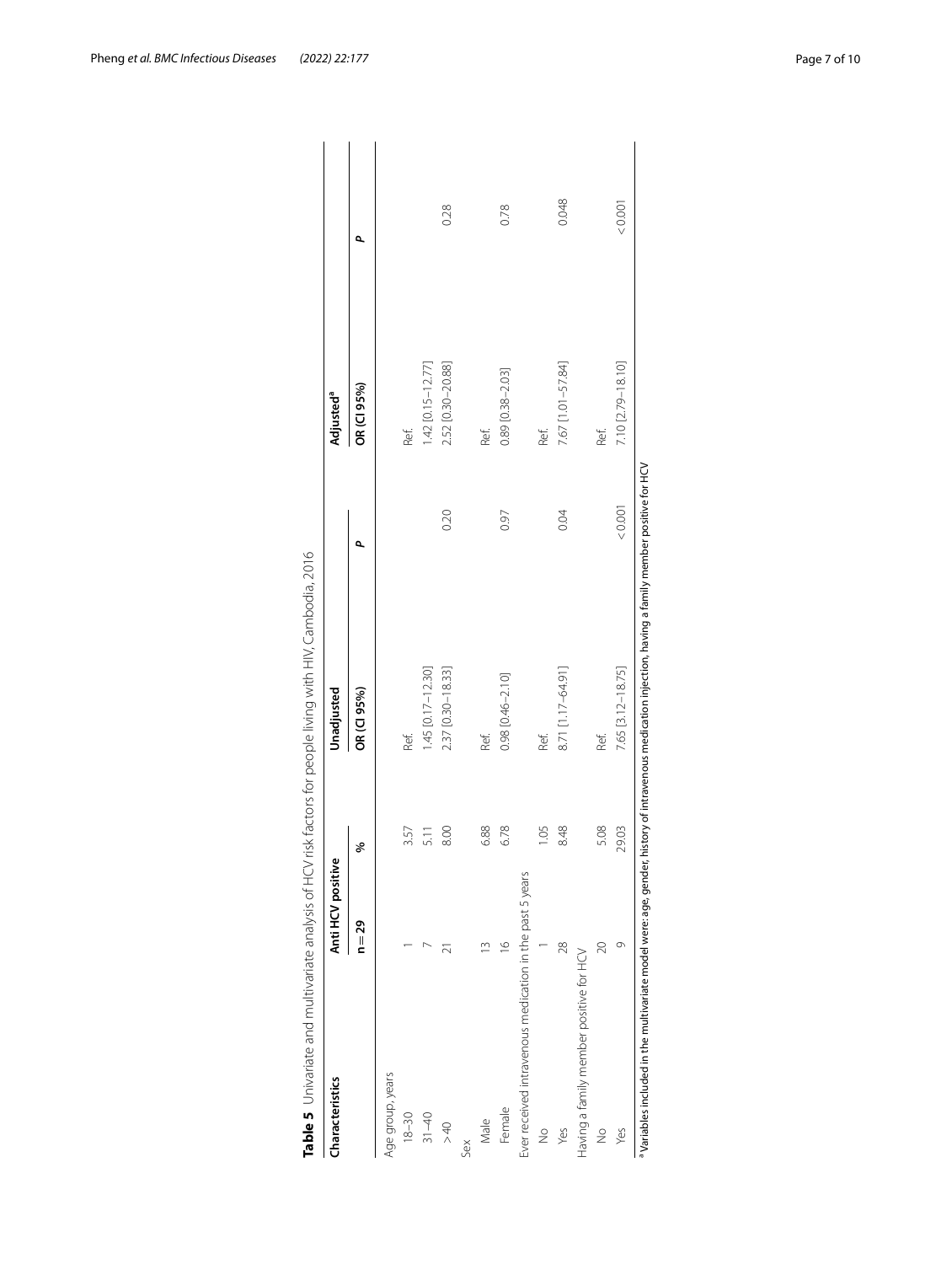**Table 5** Univariate and multivariate analysis of HCV risk factors for people living with HIV, Cambodia, 2016

| Characteristics | Anti HCV positive | | Unadjusted | | Adjusted[a] | |
|---|---|---|---|---|---|---|
| | n = 29 | % | OR (CI 95%) | P | OR (CI 95%) | P |
| Age group, years | | | | | | |
| 18–30 | 1 | 3.57 | Ref. | | Ref. | |
| 31–40 | 7 | 5.11 | 1.45 [0.17–12.30] | | 1.42 [0.15–12.77] | |
| > 40 | 21 | 8.00 | 2.37 [0.30–18.33] | 0.20 | 2.52 [0.30–20.88] | 0.28 |
| Sex | | | | | | |
| Male | 13 | 6.88 | Ref. | | Ref. | |
| Female | 16 | 6.78 | 0.98 [0.46–2.10] | 0.97 | 0.89 [0.38–2.03] | 0.78 |
| Ever received intravenous medication in the past 5 years | | | | | | |
| No | 1 | 1.05 | Ref. | | Ref. | |
| Yes | 28 | 8.48 | 8.71 [1.17–64.91] | 0.04 | 7.67 [1.01–57.84] | 0.048 |
| Having a family member positive for HCV | | | | | | |
| No | 20 | 5.08 | Ref. | | Ref. | |
| Yes | 9 | 29.03 | 7.65 [3.12–18.75] | < 0.001 | 7.10 [2.79–18.10] | < 0.001 |

[a] Variables included in the multivariate model were: age, gender, history of intravenous medication injection, having a family member positive for HCV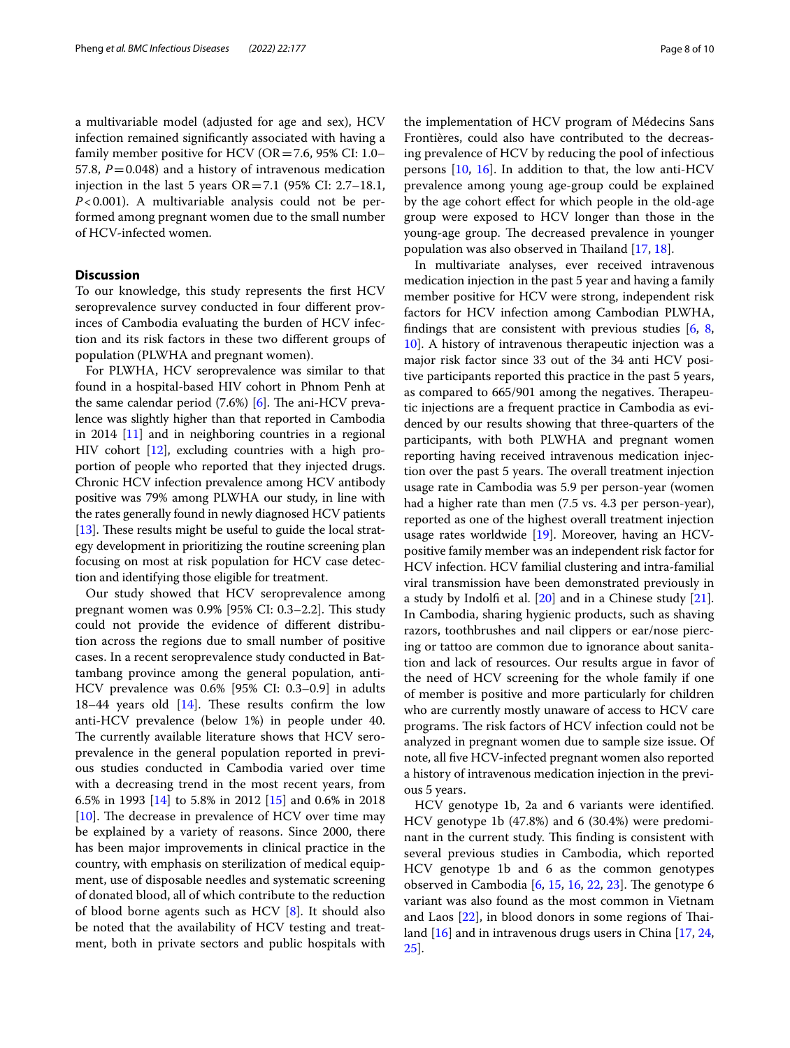a multivariable model (adjusted for age and sex), HCV infection remained significantly associated with having a family member positive for HCV (OR = 7.6, 95% CI: 1.0–57.8, $P = 0.048$) and a history of intravenous medication injection in the last 5 years OR = 7.1 (95% CI: 2.7–18.1, $P < 0.001$). A multivariable analysis could not be performed among pregnant women due to the small number of HCV-infected women.

## Discussion

To our knowledge, this study represents the first HCV seroprevalence survey conducted in four different provinces of Cambodia evaluating the burden of HCV infection and its risk factors in these two different groups of population (PLWHA and pregnant women).

For PLWHA, HCV seroprevalence was similar to that found in a hospital-based HIV cohort in Phnom Penh at the same calendar period (7.6%) [6]. The ani-HCV prevalence was slightly higher than that reported in Cambodia in 2014 [11] and in neighboring countries in a regional HIV cohort [12], excluding countries with a high proportion of people who reported that they injected drugs. Chronic HCV infection prevalence among HCV antibody positive was 79% among PLWHA our study, in line with the rates generally found in newly diagnosed HCV patients [13]. These results might be useful to guide the local strategy development in prioritizing the routine screening plan focusing on most at risk population for HCV case detection and identifying those eligible for treatment.

Our study showed that HCV seroprevalence among pregnant women was 0.9% [95% CI: 0.3–2.2]. This study could not provide the evidence of different distribution across the regions due to small number of positive cases. In a recent seroprevalence study conducted in Battambang province among the general population, anti-HCV prevalence was 0.6% [95% CI: 0.3–0.9] in adults 18–44 years old [14]. These results confirm the low anti-HCV prevalence (below 1%) in people under 40. The currently available literature shows that HCV seroprevalence in the general population reported in previous studies conducted in Cambodia varied over time with a decreasing trend in the most recent years, from 6.5% in 1993 [14] to 5.8% in 2012 [15] and 0.6% in 2018 [10]. The decrease in prevalence of HCV over time may be explained by a variety of reasons. Since 2000, there has been major improvements in clinical practice in the country, with emphasis on sterilization of medical equipment, use of disposable needles and systematic screening of donated blood, all of which contribute to the reduction of blood borne agents such as HCV [8]. It should also be noted that the availability of HCV testing and treatment, both in private sectors and public hospitals with the implementation of HCV program of Médecins Sans Frontières, could also have contributed to the decreasing prevalence of HCV by reducing the pool of infectious persons [10, 16]. In addition to that, the low anti-HCV prevalence among young age-group could be explained by the age cohort effect for which people in the old-age group were exposed to HCV longer than those in the young-age group. The decreased prevalence in younger population was also observed in Thailand [17, 18].

In multivariate analyses, ever received intravenous medication injection in the past 5 year and having a family member positive for HCV were strong, independent risk factors for HCV infection among Cambodian PLWHA, findings that are consistent with previous studies [6, 8, 10]. A history of intravenous therapeutic injection was a major risk factor since 33 out of the 34 anti HCV positive participants reported this practice in the past 5 years, as compared to 665/901 among the negatives. Therapeutic injections are a frequent practice in Cambodia as evidenced by our results showing that three-quarters of the participants, with both PLWHA and pregnant women reporting having received intravenous medication injection over the past 5 years. The overall treatment injection usage rate in Cambodia was 5.9 per person-year (women had a higher rate than men (7.5 vs. 4.3 per person-year), reported as one of the highest overall treatment injection usage rates worldwide [19]. Moreover, having an HCV-positive family member was an independent risk factor for HCV infection. HCV familial clustering and intra-familial viral transmission have been demonstrated previously in a study by Indolfi et al. [20] and in a Chinese study [21]. In Cambodia, sharing hygienic products, such as shaving razors, toothbrushes and nail clippers or ear/nose piercing or tattoo are common due to ignorance about sanitation and lack of resources. Our results argue in favor of the need of HCV screening for the whole family if one of member is positive and more particularly for children who are currently mostly unaware of access to HCV care programs. The risk factors of HCV infection could not be analyzed in pregnant women due to sample size issue. Of note, all five HCV-infected pregnant women also reported a history of intravenous medication injection in the previous 5 years.

HCV genotype 1b, 2a and 6 variants were identified. HCV genotype 1b (47.8%) and 6 (30.4%) were predominant in the current study. This finding is consistent with several previous studies in Cambodia, which reported HCV genotype 1b and 6 as the common genotypes observed in Cambodia [6, 15, 16, 22, 23]. The genotype 6 variant was also found as the most common in Vietnam and Laos [22], in blood donors in some regions of Thailand [16] and in intravenous drugs users in China [17, 24, 25].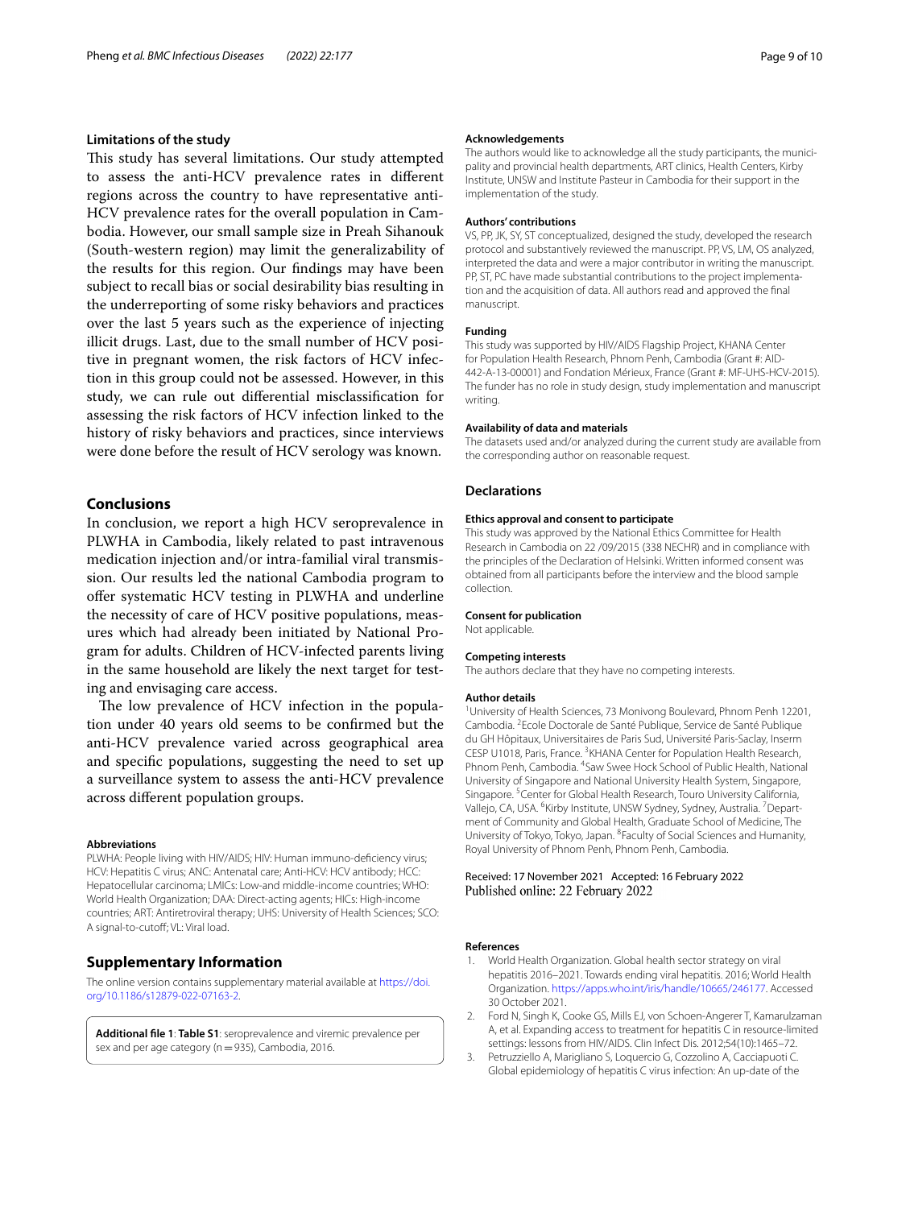### Limitations of the study

This study has several limitations. Our study attempted to assess the anti-HCV prevalence rates in different regions across the country to have representative anti-HCV prevalence rates for the overall population in Cambodia. However, our small sample size in Preah Sihanouk (South-western region) may limit the generalizability of the results for this region. Our findings may have been subject to recall bias or social desirability bias resulting in the underreporting of some risky behaviors and practices over the last 5 years such as the experience of injecting illicit drugs. Last, due to the small number of HCV positive in pregnant women, the risk factors of HCV infection in this group could not be assessed. However, in this study, we can rule out differential misclassification for assessing the risk factors of HCV infection linked to the history of risky behaviors and practices, since interviews were done before the result of HCV serology was known.

## Conclusions

In conclusion, we report a high HCV seroprevalence in PLWHA in Cambodia, likely related to past intravenous medication injection and/or intra-familial viral transmission. Our results led the national Cambodia program to offer systematic HCV testing in PLWHA and underline the necessity of care of HCV positive populations, measures which had already been initiated by National Program for adults. Children of HCV-infected parents living in the same household are likely the next target for testing and envisaging care access.

The low prevalence of HCV infection in the population under 40 years old seems to be confirmed but the anti-HCV prevalence varied across geographical area and specific populations, suggesting the need to set up a surveillance system to assess the anti-HCV prevalence across different population groups.

#### Abbreviations

PLWHA: People living with HIV/AIDS; HIV: Human immuno-deficiency virus; HCV: Hepatitis C virus; ANC: Antenatal care; Anti-HCV: HCV antibody; HCC: Hepatocellular carcinoma; LMICs: Low-and middle-income countries; WHO: World Health Organization; DAA: Direct-acting agents; HICs: High-income countries; ART: Antiretroviral therapy; UHS: University of Health Sciences; SCO: A signal-to-cutoff; VL: Viral load.

## Supplementary Information

The online version contains supplementary material available at https://doi.org/10.1186/s12879-022-07163-2.

**Additional file 1**: **Table S1**: seroprevalence and viremic prevalence per sex and per age category (n = 935), Cambodia, 2016.

#### Acknowledgements

The authors would like to acknowledge all the study participants, the municipality and provincial health departments, ART clinics, Health Centers, Kirby Institute, UNSW and Institute Pasteur in Cambodia for their support in the implementation of the study.

#### Authors' contributions

VS, PP, JK, SY, ST conceptualized, designed the study, developed the research protocol and substantively reviewed the manuscript. PP, VS, LM, OS analyzed, interpreted the data and were a major contributor in writing the manuscript. PP, ST, PC have made substantial contributions to the project implementation and the acquisition of data. All authors read and approved the final manuscript.

#### Funding

This study was supported by HIV/AIDS Flagship Project, KHANA Center for Population Health Research, Phnom Penh, Cambodia (Grant #: AID-442-A-13-00001) and Fondation Mérieux, France (Grant #: MF-UHS-HCV-2015). The funder has no role in study design, study implementation and manuscript writing.

#### Availability of data and materials

The datasets used and/or analyzed during the current study are available from the corresponding author on reasonable request.

## Declarations

#### Ethics approval and consent to participate

This study was approved by the National Ethics Committee for Health Research in Cambodia on 22 /09/2015 (338 NECHR) and in compliance with the principles of the Declaration of Helsinki. Written informed consent was obtained from all participants before the interview and the blood sample collection.

#### Consent for publication

Not applicable.

#### Competing interests

The authors declare that they have no competing interests.

#### Author details

[1]University of Health Sciences, 73 Monivong Boulevard, Phnom Penh 12201, Cambodia. [2]Ecole Doctorale de Santé Publique, Service de Santé Publique du GH Hôpitaux, Universitaires de Paris Sud, Université Paris-Saclay, Inserm CESP U1018, Paris, France. [3]KHANA Center for Population Health Research, Phnom Penh, Cambodia. [4]Saw Swee Hock School of Public Health, National University of Singapore and National University Health System, Singapore, Singapore. [5]Center for Global Health Research, Touro University California, Vallejo, CA, USA. [6]Kirby Institute, UNSW Sydney, Sydney, Australia. [7]Department of Community and Global Health, Graduate School of Medicine, The University of Tokyo, Tokyo, Japan. [8]Faculty of Social Sciences and Humanity, Royal University of Phnom Penh, Phnom Penh, Cambodia.

Received: 17 November 2021 Accepted: 16 February 2022
Published online: 22 February 2022

#### References

1. World Health Organization. Global health sector strategy on viral hepatitis 2016–2021. Towards ending viral hepatitis. 2016; World Health Organization. https://apps.who.int/iris/handle/10665/246177. Accessed 30 October 2021.
2. Ford N, Singh K, Cooke GS, Mills EJ, von Schoen-Angerer T, Kamarulzaman A, et al. Expanding access to treatment for hepatitis C in resource-limited settings: lessons from HIV/AIDS. Clin Infect Dis. 2012;54(10):1465–72.
3. Petruzziello A, Marigliano S, Loquercio G, Cozzolino A, Cacciapuoti C. Global epidemiology of hepatitis C virus infection: An up-date of the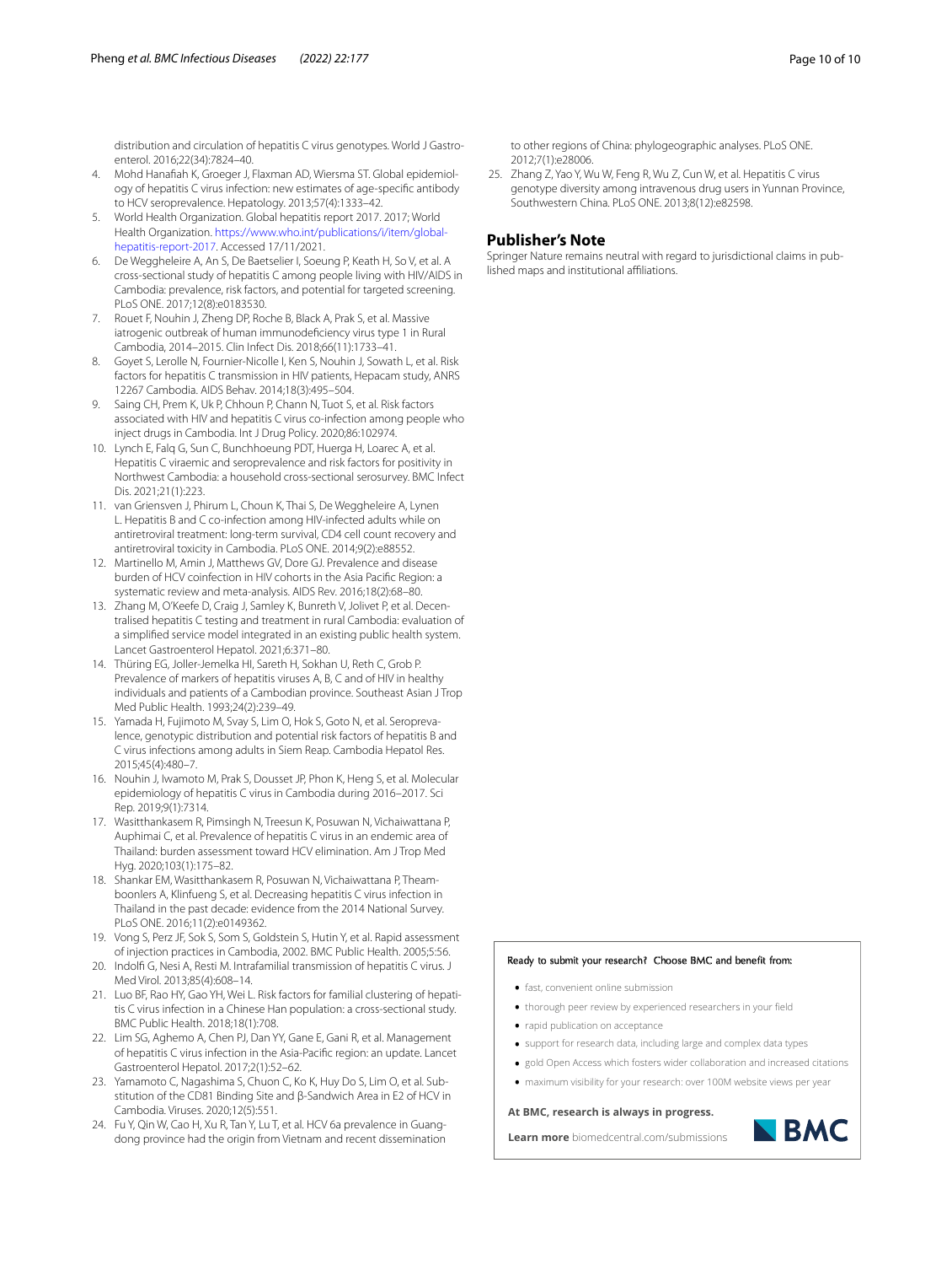distribution and circulation of hepatitis C virus genotypes. World J Gastroenterol. 2016;22(34):7824–40.

4. Mohd Hanafiah K, Groeger J, Flaxman AD, Wiersma ST. Global epidemiology of hepatitis C virus infection: new estimates of age-specific antibody to HCV seroprevalence. Hepatology. 2013;57(4):1333–42.
5. World Health Organization. Global hepatitis report 2017. 2017; World Health Organization. https://www.who.int/publications/i/item/global-hepatitis-report-2017. Accessed 17/11/2021.
6. De Weggheleire A, An S, De Baetselier I, Soeung P, Keath H, So V, et al. A cross-sectional study of hepatitis C among people living with HIV/AIDS in Cambodia: prevalence, risk factors, and potential for targeted screening. PLoS ONE. 2017;12(8):e0183530.
7. Rouet F, Nouhin J, Zheng DP, Roche B, Black A, Prak S, et al. Massive iatrogenic outbreak of human immunodeficiency virus type 1 in Rural Cambodia, 2014–2015. Clin Infect Dis. 2018;66(11):1733–41.
8. Goyet S, Lerolle N, Fournier-Nicolle I, Ken S, Nouhin J, Sowath L, et al. Risk factors for hepatitis C transmission in HIV patients, Hepacam study, ANRS 12267 Cambodia. AIDS Behav. 2014;18(3):495–504.
9. Saing CH, Prem K, Uk P, Chhoun P, Chann N, Tuot S, et al. Risk factors associated with HIV and hepatitis C virus co-infection among people who inject drugs in Cambodia. Int J Drug Policy. 2020;86:102974.
10. Lynch E, Falq G, Sun C, Bunchhoeung PDT, Huerga H, Loarec A, et al. Hepatitis C viraemic and seroprevalence and risk factors for positivity in Northwest Cambodia: a household cross-sectional serosurvey. BMC Infect Dis. 2021;21(1):223.
11. van Griensven J, Phirum L, Choun K, Thai S, De Weggheleire A, Lynen L. Hepatitis B and C co-infection among HIV-infected adults while on antiretroviral treatment: long-term survival, CD4 cell count recovery and antiretroviral toxicity in Cambodia. PLoS ONE. 2014;9(2):e88552.
12. Martinello M, Amin J, Matthews GV, Dore GJ. Prevalence and disease burden of HCV coinfection in HIV cohorts in the Asia Pacific Region: a systematic review and meta-analysis. AIDS Rev. 2016;18(2):68–80.
13. Zhang M, O'Keefe D, Craig J, Samley K, Bunreth V, Jolivet P, et al. Decentralised hepatitis C testing and treatment in rural Cambodia: evaluation of a simplified service model integrated in an existing public health system. Lancet Gastroenterol Hepatol. 2021;6:371–80.
14. Thüring EG, Joller-Jemelka HI, Sareth H, Sokhan U, Reth C, Grob P. Prevalence of markers of hepatitis viruses A, B, C and of HIV in healthy individuals and patients of a Cambodian province. Southeast Asian J Trop Med Public Health. 1993;24(2):239–49.
15. Yamada H, Fujimoto M, Svay S, Lim O, Hok S, Goto N, et al. Seroprevalence, genotypic distribution and potential risk factors of hepatitis B and C virus infections among adults in Siem Reap. Cambodia Hepatol Res. 2015;45(4):480–7.
16. Nouhin J, Iwamoto M, Prak S, Dousset JP, Phon K, Heng S, et al. Molecular epidemiology of hepatitis C virus in Cambodia during 2016–2017. Sci Rep. 2019;9(1):7314.
17. Wasitthankasem R, Pimsingh N, Treesun K, Posuwan N, Vichaiwattana P, Auphimai C, et al. Prevalence of hepatitis C virus in an endemic area of Thailand: burden assessment toward HCV elimination. Am J Trop Med Hyg. 2020;103(1):175–82.
18. Shankar EM, Wasitthankasem R, Posuwan N, Vichaiwattana P, Theamboonlers A, Klinfueng S, et al. Decreasing hepatitis C virus infection in Thailand in the past decade: evidence from the 2014 National Survey. PLoS ONE. 2016;11(2):e0149362.
19. Vong S, Perz JF, Sok S, Som S, Goldstein S, Hutin Y, et al. Rapid assessment of injection practices in Cambodia, 2002. BMC Public Health. 2005;5:56.
20. Indolfi G, Nesi A, Resti M. Intrafamilial transmission of hepatitis C virus. J Med Virol. 2013;85(4):608–14.
21. Luo BF, Rao HY, Gao YH, Wei L. Risk factors for familial clustering of hepatitis C virus infection in a Chinese Han population: a cross-sectional study. BMC Public Health. 2018;18(1):708.
22. Lim SG, Aghemo A, Chen PJ, Dan YY, Gane E, Gani R, et al. Management of hepatitis C virus infection in the Asia-Pacific region: an update. Lancet Gastroenterol Hepatol. 2017;2(1):52–62.
23. Yamamoto C, Nagashima S, Chuon C, Ko K, Huy Do S, Lim O, et al. Substitution of the CD81 Binding Site and β-Sandwich Area in E2 of HCV in Cambodia. Viruses. 2020;12(5):551.
24. Fu Y, Qin W, Cao H, Xu R, Tan Y, Lu T, et al. HCV 6a prevalence in Guangdong province had the origin from Vietnam and recent dissemination to other regions of China: phylogeographic analyses. PLoS ONE. 2012;7(1):e28006.
25. Zhang Z, Yao Y, Wu W, Feng R, Wu Z, Cun W, et al. Hepatitis C virus genotype diversity among intravenous drug users in Yunnan Province, Southwestern China. PLoS ONE. 2013;8(12):e82598.

## Publisher's Note

Springer Nature remains neutral with regard to jurisdictional claims in published maps and institutional affiliations.

Ready to submit your research? Choose BMC and benefit from:

- fast, convenient online submission
- thorough peer review by experienced researchers in your field
- rapid publication on acceptance
- support for research data, including large and complex data types
- gold Open Access which fosters wider collaboration and increased citations
- maximum visibility for your research: over 100M website views per year

**At BMC, research is always in progress.**

**Learn more** biomedcentral.com/submissions

BMC